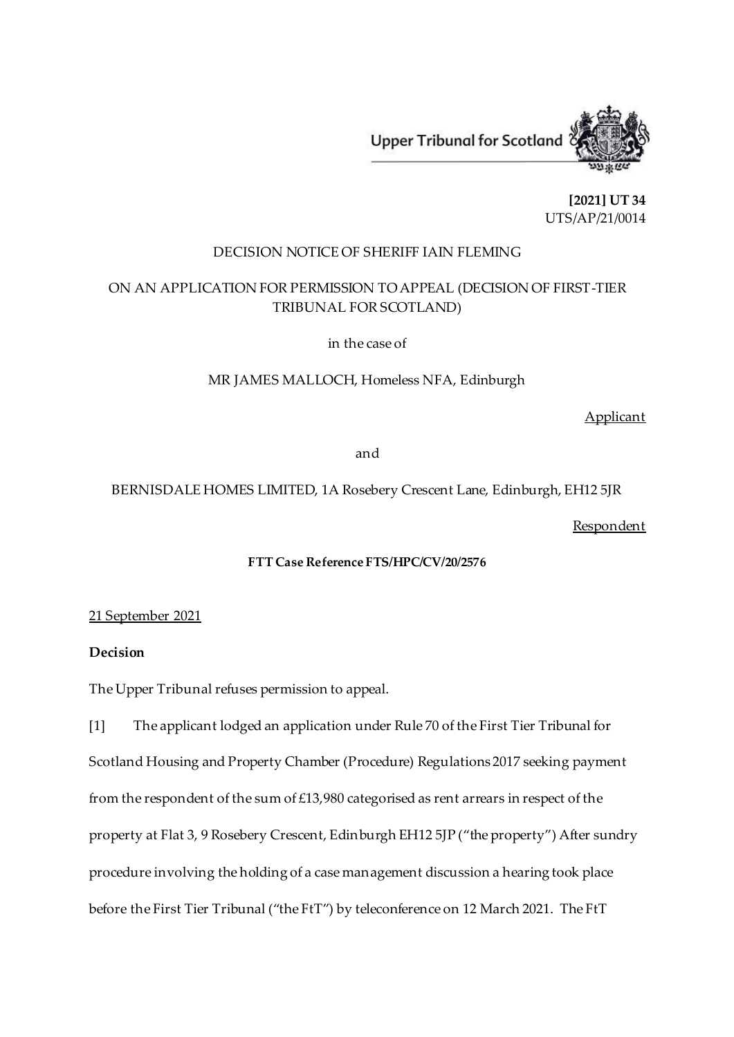Upper Tribunal for Scotland

**[2021] UT 34**
UTS/AP/21/0014

DECISION NOTICE OF SHERIFF IAIN FLEMING

ON AN APPLICATION FOR PERMISSION TO APPEAL (DECISION OF FIRST-TIER TRIBUNAL FOR SCOTLAND)

in the case of

MR JAMES MALLOCH, Homeless NFA, Edinburgh

Applicant

and

BERNISDALE HOMES LIMITED, 1A Rosebery Crescent Lane, Edinburgh, EH12 5JR

Respondent

**FTT Case Reference FTS/HPC/CV/20/2576**

21 September 2021

**Decision**

The Upper Tribunal refuses permission to appeal.

[1] The applicant lodged an application under Rule 70 of the First Tier Tribunal for Scotland Housing and Property Chamber (Procedure) Regulations 2017 seeking payment from the respondent of the sum of £13,980 categorised as rent arrears in respect of the property at Flat 3, 9 Rosebery Crescent, Edinburgh EH12 5JP ("the property") After sundry procedure involving the holding of a case management discussion a hearing took place before the First Tier Tribunal ("the FtT") by teleconference on 12 March 2021. The FtT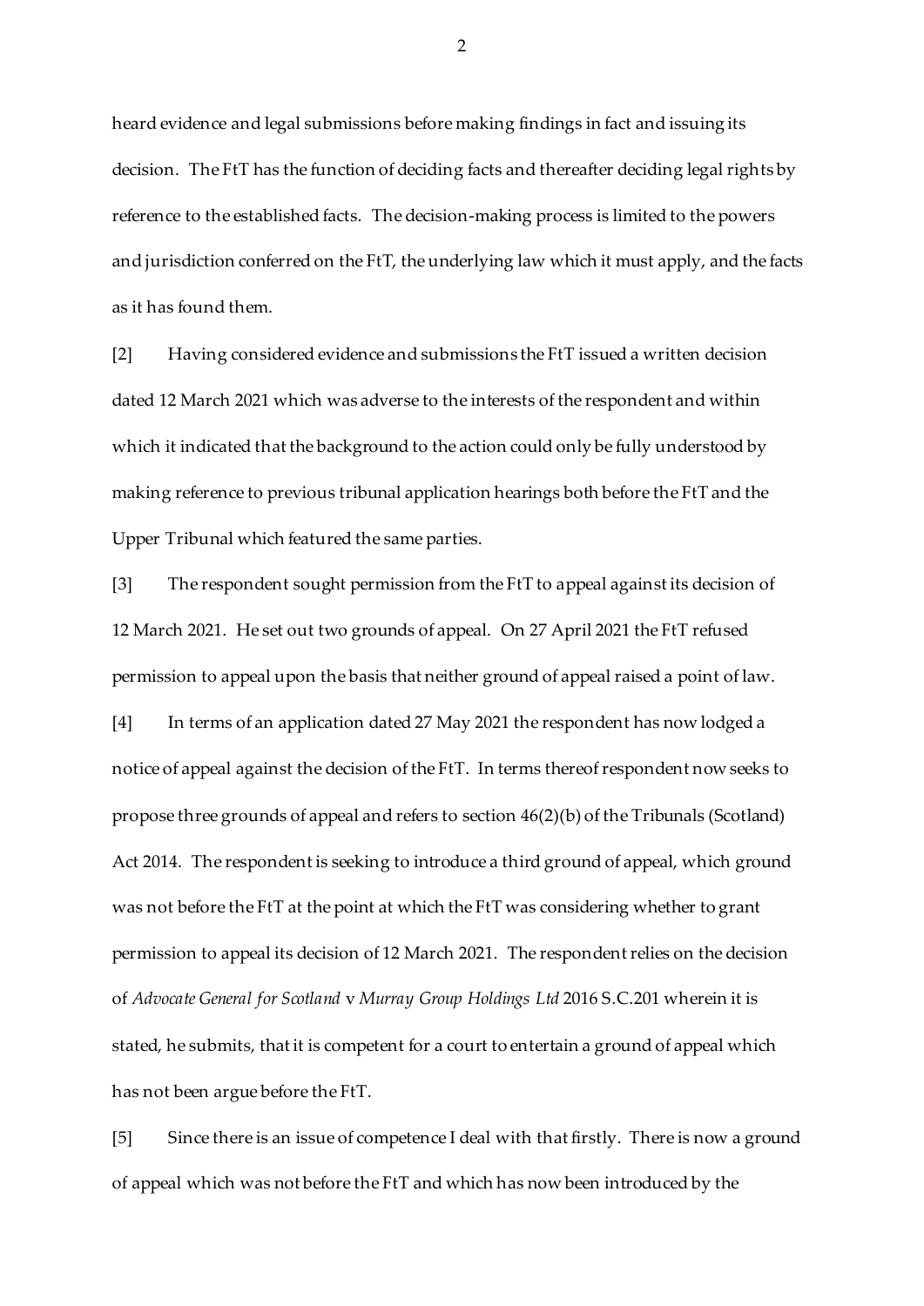heard evidence and legal submissions before making findings in fact and issuing its decision. The FtT has the function of deciding facts and thereafter deciding legal rights by reference to the established facts. The decision-making process is limited to the powers and jurisdiction conferred on the FtT, the underlying law which it must apply, and the facts as it has found them.

[2] Having considered evidence and submissions the FtT issued a written decision dated 12 March 2021 which was adverse to the interests of the respondent and within which it indicated that the background to the action could only be fully understood by making reference to previous tribunal application hearings both before the FtT and the Upper Tribunal which featured the same parties.

[3] The respondent sought permission from the FtT to appeal against its decision of 12 March 2021. He set out two grounds of appeal. On 27 April 2021 the FtT refused permission to appeal upon the basis that neither ground of appeal raised a point of law.

[4] In terms of an application dated 27 May 2021 the respondent has now lodged a notice of appeal against the decision of the FtT. In terms thereof respondent now seeks to propose three grounds of appeal and refers to section 46(2)(b) of the Tribunals (Scotland) Act 2014. The respondent is seeking to introduce a third ground of appeal, which ground was not before the FtT at the point at which the FtT was considering whether to grant permission to appeal its decision of 12 March 2021. The respondent relies on the decision of *Advocate General for Scotland* v *Murray Group Holdings Ltd* 2016 S.C.201 wherein it is stated, he submits, that it is competent for a court to entertain a ground of appeal which has not been argue before the FtT.

[5] Since there is an issue of competence I deal with that firstly. There is now a ground of appeal which was not before the FtT and which has now been introduced by the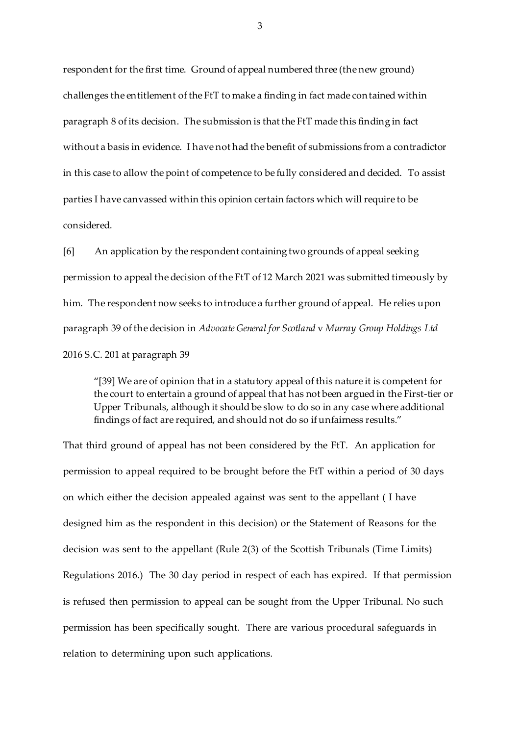respondent for the first time. Ground of appeal numbered three (the new ground) challenges the entitlement of the FtT to make a finding in fact made contained within paragraph 8 of its decision. The submission is that the FtT made this finding in fact without a basis in evidence. I have not had the benefit of submissions from a contradictor in this case to allow the point of competence to be fully considered and decided. To assist parties I have canvassed within this opinion certain factors which will require to be considered.

[6] An application by the respondent containing two grounds of appeal seeking permission to appeal the decision of the FtT of 12 March 2021 was submitted timeously by him. The respondent now seeks to introduce a further ground of appeal. He relies upon paragraph 39 of the decision in *Advocate General for Scotland* v *Murray Group Holdings Ltd* 2016 S.C. 201 at paragraph 39

> "[39] We are of opinion that in a statutory appeal of this nature it is competent for the court to entertain a ground of appeal that has not been argued in the First-tier or Upper Tribunals, although it should be slow to do so in any case where additional findings of fact are required, and should not do so if unfairness results."

That third ground of appeal has not been considered by the FtT. An application for permission to appeal required to be brought before the FtT within a period of 30 days on which either the decision appealed against was sent to the appellant ( I have designed him as the respondent in this decision) or the Statement of Reasons for the decision was sent to the appellant (Rule 2(3) of the Scottish Tribunals (Time Limits) Regulations 2016.) The 30 day period in respect of each has expired. If that permission is refused then permission to appeal can be sought from the Upper Tribunal. No such permission has been specifically sought. There are various procedural safeguards in relation to determining upon such applications.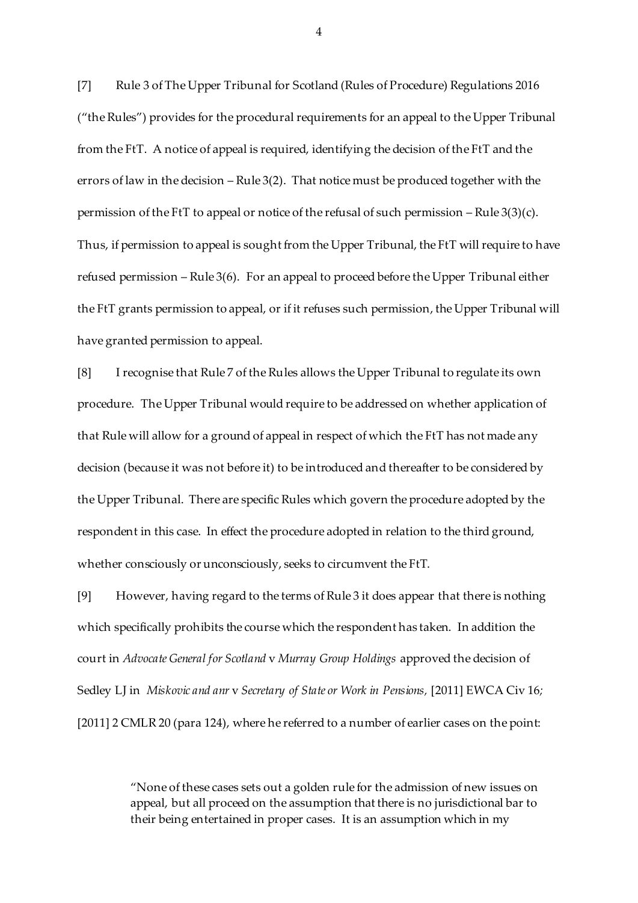[7] Rule 3 of The Upper Tribunal for Scotland (Rules of Procedure) Regulations 2016 ("the Rules") provides for the procedural requirements for an appeal to the Upper Tribunal from the FtT. A notice of appeal is required, identifying the decision of the FtT and the errors of law in the decision – Rule 3(2). That notice must be produced together with the permission of the FtT to appeal or notice of the refusal of such permission – Rule 3(3)(c). Thus, if permission to appeal is sought from the Upper Tribunal, the FtT will require to have refused permission – Rule 3(6). For an appeal to proceed before the Upper Tribunal either the FtT grants permission to appeal, or if it refuses such permission, the Upper Tribunal will have granted permission to appeal.

[8] I recognise that Rule 7 of the Rules allows the Upper Tribunal to regulate its own procedure. The Upper Tribunal would require to be addressed on whether application of that Rule will allow for a ground of appeal in respect of which the FtT has not made any decision (because it was not before it) to be introduced and thereafter to be considered by the Upper Tribunal. There are specific Rules which govern the procedure adopted by the respondent in this case. In effect the procedure adopted in relation to the third ground, whether consciously or unconsciously, seeks to circumvent the FtT.

[9] However, having regard to the terms of Rule 3 it does appear that there is nothing which specifically prohibits the course which the respondent has taken. In addition the court in *Advocate General for Scotland* v *Murray Group Holdings* approved the decision of Sedley LJ in *Miskovic and anr* v *Secretary of State or Work in Pensions,* [2011] EWCA Civ 16; [2011] 2 CMLR 20 (para 124), where he referred to a number of earlier cases on the point:

> "None of these cases sets out a golden rule for the admission of new issues on appeal, but all proceed on the assumption that there is no jurisdictional bar to their being entertained in proper cases. It is an assumption which in my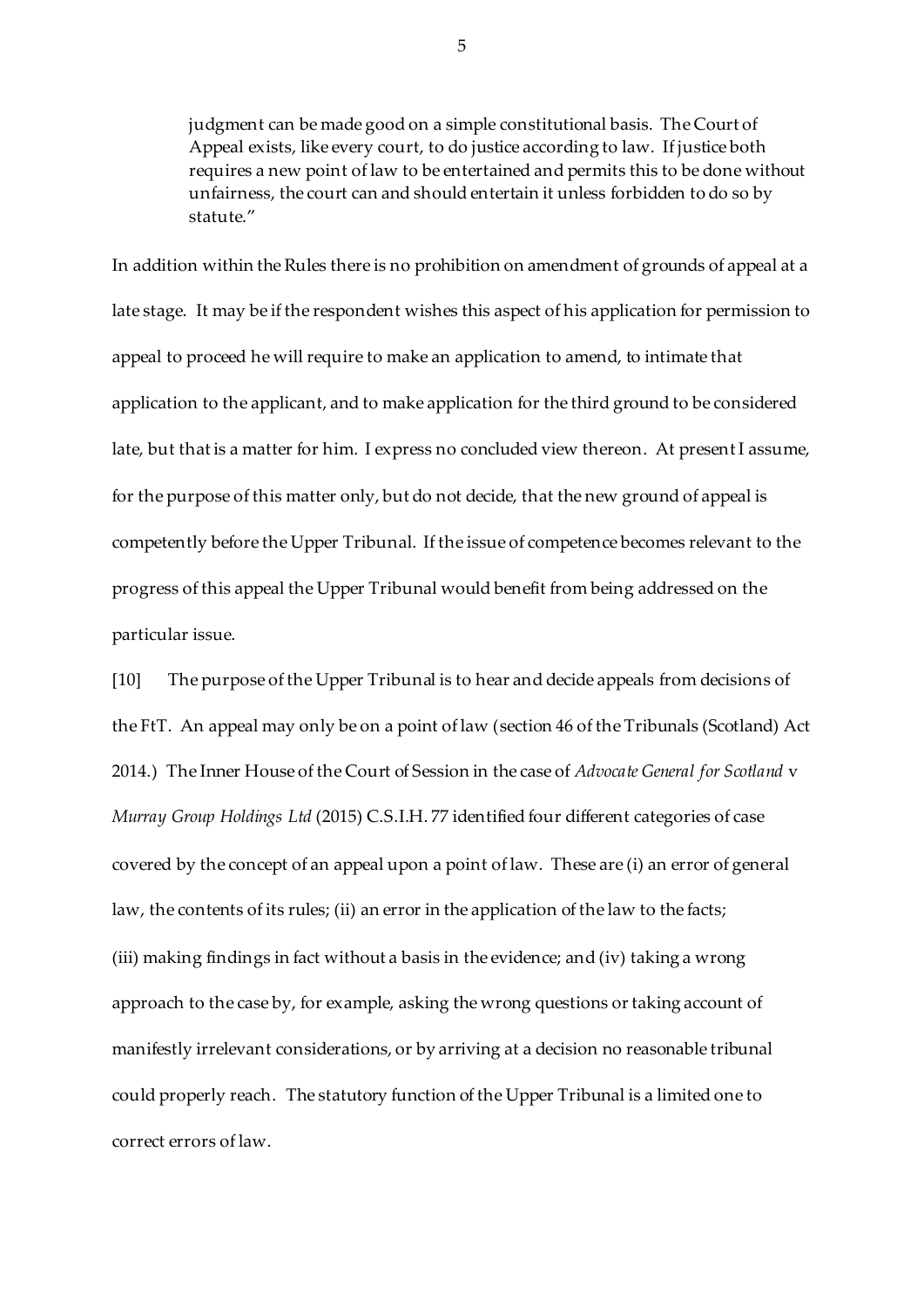> judgment can be made good on a simple constitutional basis. The Court of Appeal exists, like every court, to do justice according to law. If justice both requires a new point of law to be entertained and permits this to be done without unfairness, the court can and should entertain it unless forbidden to do so by statute."

In addition within the Rules there is no prohibition on amendment of grounds of appeal at a late stage. It may be if the respondent wishes this aspect of his application for permission to appeal to proceed he will require to make an application to amend, to intimate that application to the applicant, and to make application for the third ground to be considered late, but that is a matter for him. I express no concluded view thereon. At present I assume, for the purpose of this matter only, but do not decide, that the new ground of appeal is competently before the Upper Tribunal. If the issue of competence becomes relevant to the progress of this appeal the Upper Tribunal would benefit from being addressed on the particular issue.

[10] The purpose of the Upper Tribunal is to hear and decide appeals from decisions of the FtT. An appeal may only be on a point of law (section 46 of the Tribunals (Scotland) Act 2014.) The Inner House of the Court of Session in the case of *Advocate General for Scotland* v *Murray Group Holdings Ltd* (2015) C.S.I.H. 77 identified four different categories of case covered by the concept of an appeal upon a point of law. These are (i) an error of general law, the contents of its rules; (ii) an error in the application of the law to the facts; (iii) making findings in fact without a basis in the evidence; and (iv) taking a wrong approach to the case by, for example, asking the wrong questions or taking account of manifestly irrelevant considerations, or by arriving at a decision no reasonable tribunal could properly reach. The statutory function of the Upper Tribunal is a limited one to correct errors of law.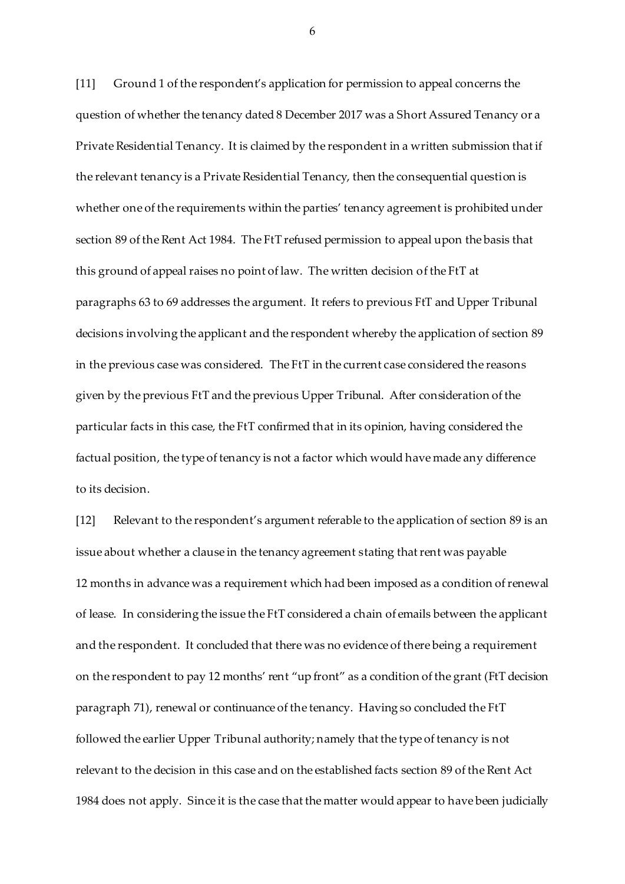[11] Ground 1 of the respondent's application for permission to appeal concerns the question of whether the tenancy dated 8 December 2017 was a Short Assured Tenancy or a Private Residential Tenancy. It is claimed by the respondent in a written submission that if the relevant tenancy is a Private Residential Tenancy, then the consequential question is whether one of the requirements within the parties' tenancy agreement is prohibited under section 89 of the Rent Act 1984. The FtT refused permission to appeal upon the basis that this ground of appeal raises no point of law. The written decision of the FtT at paragraphs 63 to 69 addresses the argument. It refers to previous FtT and Upper Tribunal decisions involving the applicant and the respondent whereby the application of section 89 in the previous case was considered. The FtT in the current case considered the reasons given by the previous FtT and the previous Upper Tribunal. After consideration of the particular facts in this case, the FtT confirmed that in its opinion, having considered the factual position, the type of tenancy is not a factor which would have made any difference to its decision.

[12] Relevant to the respondent's argument referable to the application of section 89 is an issue about whether a clause in the tenancy agreement stating that rent was payable 12 months in advance was a requirement which had been imposed as a condition of renewal of lease. In considering the issue the FtT considered a chain of emails between the applicant and the respondent. It concluded that there was no evidence of there being a requirement on the respondent to pay 12 months' rent "up front" as a condition of the grant (FtT decision paragraph 71), renewal or continuance of the tenancy. Having so concluded the FtT followed the earlier Upper Tribunal authority; namely that the type of tenancy is not relevant to the decision in this case and on the established facts section 89 of the Rent Act 1984 does not apply. Since it is the case that the matter would appear to have been judicially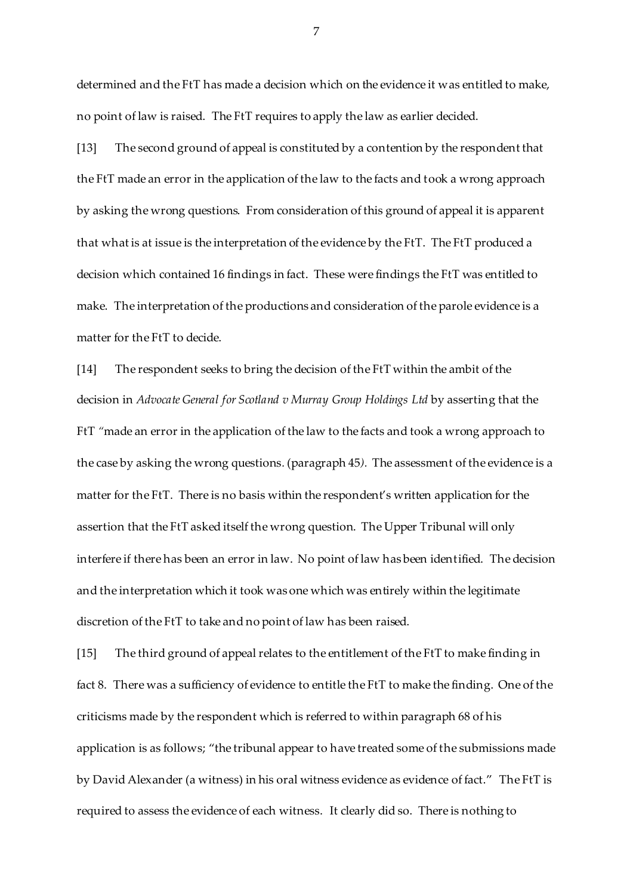determined and the FtT has made a decision which on the evidence it was entitled to make, no point of law is raised. The FtT requires to apply the law as earlier decided.

[13] The second ground of appeal is constituted by a contention by the respondent that the FtT made an error in the application of the law to the facts and took a wrong approach by asking the wrong questions. From consideration of this ground of appeal it is apparent that what is at issue is the interpretation of the evidence by the FtT. The FtT produced a decision which contained 16 findings in fact. These were findings the FtT was entitled to make. The interpretation of the productions and consideration of the parole evidence is a matter for the FtT to decide.

[14] The respondent seeks to bring the decision of the FtT within the ambit of the decision in *Advocate General for Scotland v Murray Group Holdings Ltd* by asserting that the FtT "made an error in the application of the law to the facts and took a wrong approach to the case by asking the wrong questions. (paragraph 45*).* The assessment of the evidence is a matter for the FtT. There is no basis within the respondent's written application for the assertion that the FtT asked itself the wrong question. The Upper Tribunal will only interfere if there has been an error in law. No point of law has been identified. The decision and the interpretation which it took was one which was entirely within the legitimate discretion of the FtT to take and no point of law has been raised.

[15] The third ground of appeal relates to the entitlement of the FtT to make finding in fact 8. There was a sufficiency of evidence to entitle the FtT to make the finding. One of the criticisms made by the respondent which is referred to within paragraph 68 of his application is as follows; "the tribunal appear to have treated some of the submissions made by David Alexander (a witness) in his oral witness evidence as evidence of fact." The FtT is required to assess the evidence of each witness. It clearly did so. There is nothing to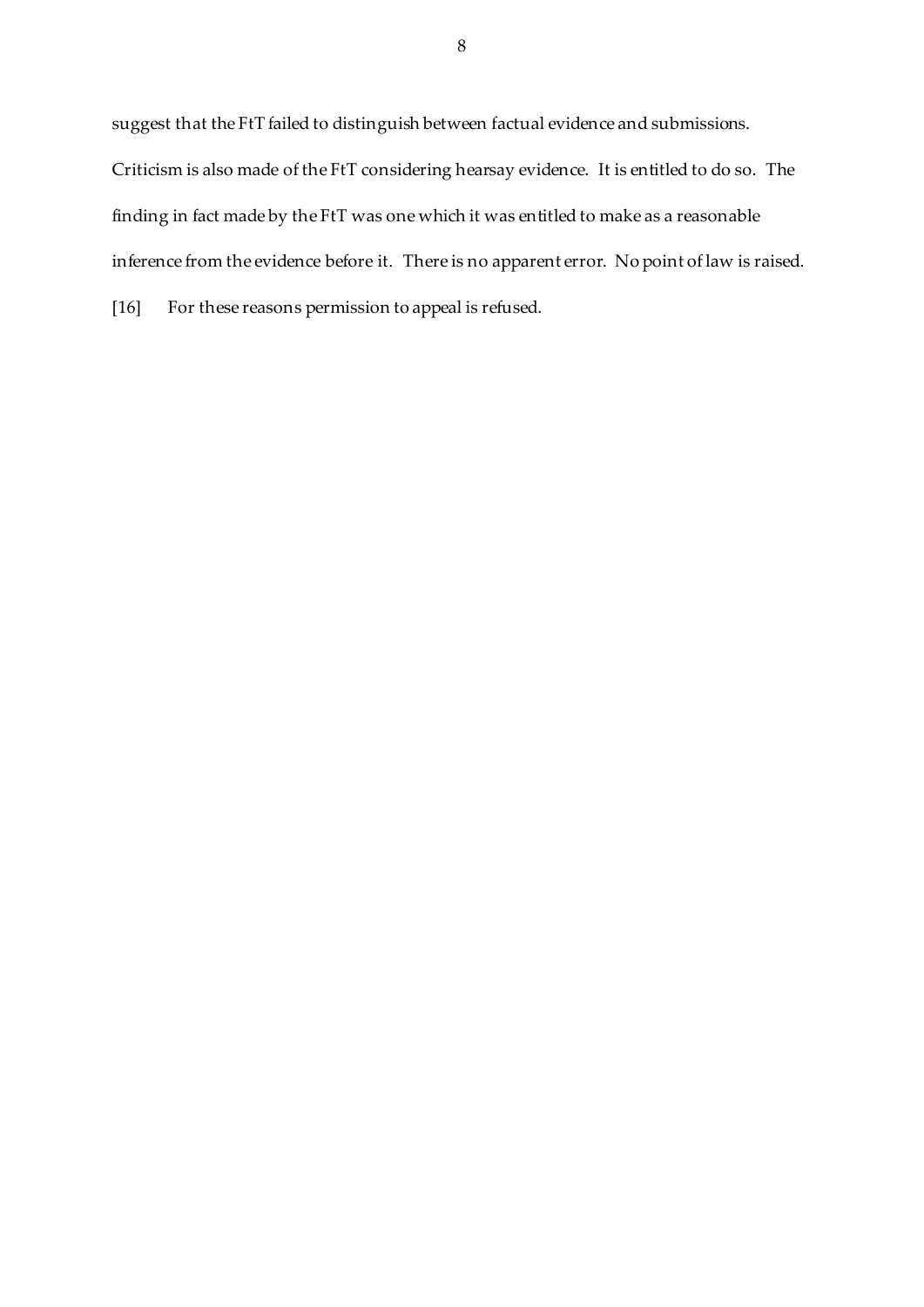suggest that the FtT failed to distinguish between factual evidence and submissions. Criticism is also made of the FtT considering hearsay evidence. It is entitled to do so. The finding in fact made by the FtT was one which it was entitled to make as a reasonable inference from the evidence before it. There is no apparent error. No point of law is raised.

[16] For these reasons permission to appeal is refused.